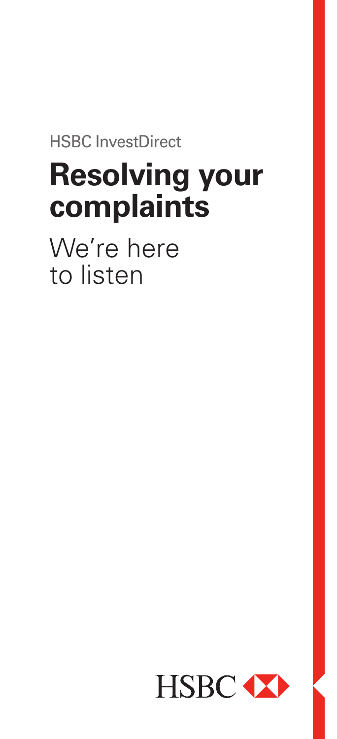HSBC InvestDirect

# Resolving your complaints

We're here to listen

HSBC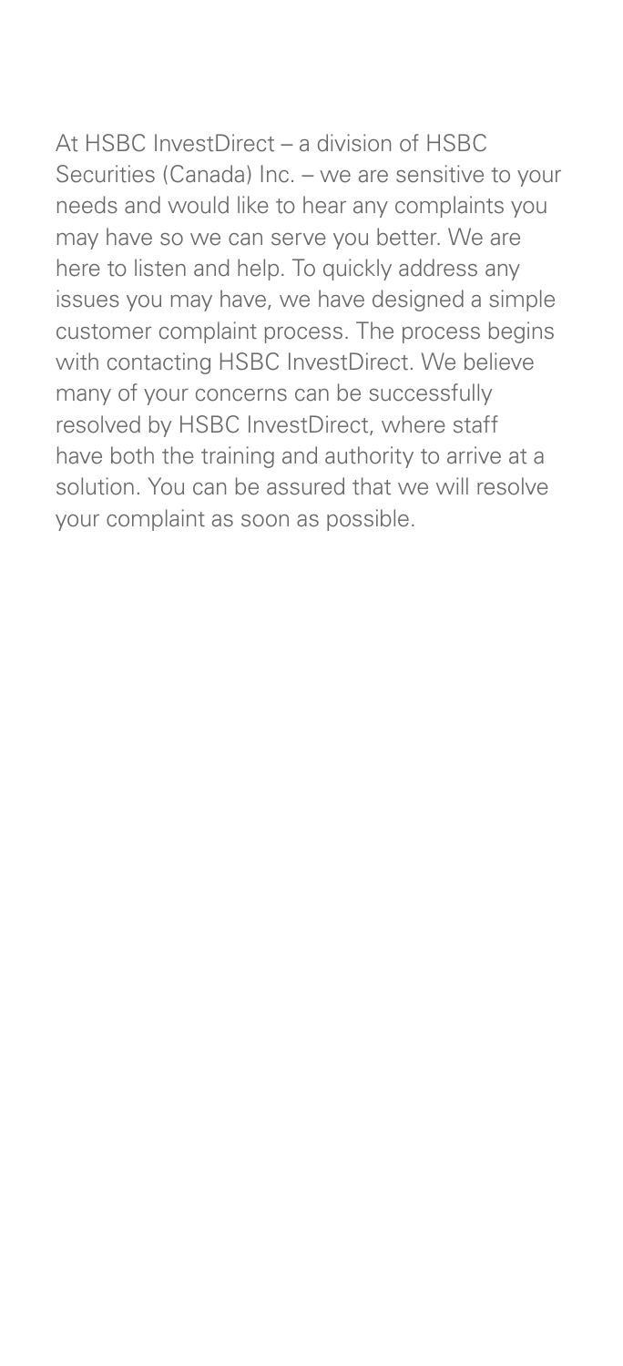At HSBC InvestDirect – a division of HSBC Securities (Canada) Inc. – we are sensitive to your needs and would like to hear any complaints you may have so we can serve you better. We are here to listen and help. To quickly address any issues you may have, we have designed a simple customer complaint process. The process begins with contacting HSBC InvestDirect. We believe many of your concerns can be successfully resolved by HSBC InvestDirect, where staff have both the training and authority to arrive at a solution. You can be assured that we will resolve your complaint as soon as possible.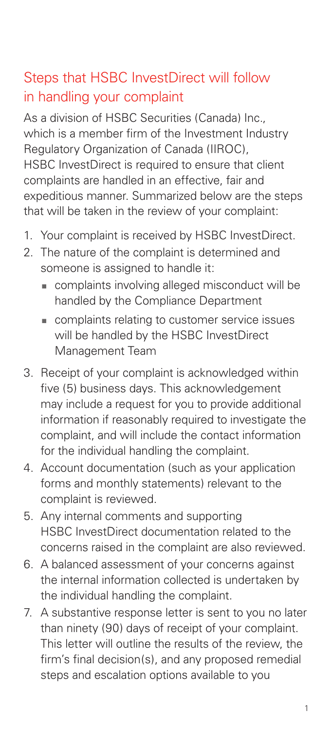## Steps that HSBC InvestDirect will follow in handling your complaint

As a division of HSBC Securities (Canada) Inc., which is a member firm of the Investment Industry Regulatory Organization of Canada (IIROC), HSBC InvestDirect is required to ensure that client complaints are handled in an effective, fair and expeditious manner. Summarized below are the steps that will be taken in the review of your complaint:

1. Your complaint is received by HSBC InvestDirect.
2. The nature of the complaint is determined and someone is assigned to handle it:
   - complaints involving alleged misconduct will be handled by the Compliance Department
   - complaints relating to customer service issues will be handled by the HSBC InvestDirect Management Team
3. Receipt of your complaint is acknowledged within five (5) business days. This acknowledgement may include a request for you to provide additional information if reasonably required to investigate the complaint, and will include the contact information for the individual handling the complaint.
4. Account documentation (such as your application forms and monthly statements) relevant to the complaint is reviewed.
5. Any internal comments and supporting HSBC InvestDirect documentation related to the concerns raised in the complaint are also reviewed.
6. A balanced assessment of your concerns against the internal information collected is undertaken by the individual handling the complaint.
7. A substantive response letter is sent to you no later than ninety (90) days of receipt of your complaint. This letter will outline the results of the review, the firm's final decision(s), and any proposed remedial steps and escalation options available to you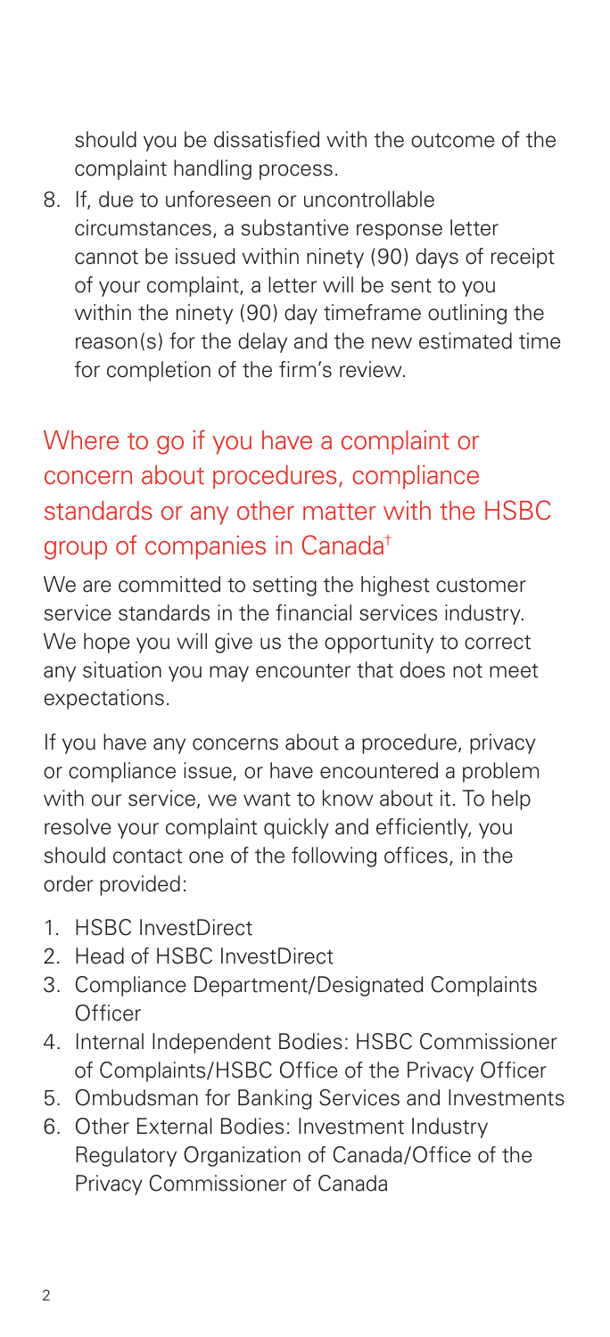should you be dissatisfied with the outcome of the complaint handling process.

8. If, due to unforeseen or uncontrollable circumstances, a substantive response letter cannot be issued within ninety (90) days of receipt of your complaint, a letter will be sent to you within the ninety (90) day timeframe outlining the reason(s) for the delay and the new estimated time for completion of the firm's review.

## Where to go if you have a complaint or concern about procedures, compliance standards or any other matter with the HSBC group of companies in Canada†

We are committed to setting the highest customer service standards in the financial services industry. We hope you will give us the opportunity to correct any situation you may encounter that does not meet expectations.

If you have any concerns about a procedure, privacy or compliance issue, or have encountered a problem with our service, we want to know about it. To help resolve your complaint quickly and efficiently, you should contact one of the following offices, in the order provided:

1. HSBC InvestDirect
2. Head of HSBC InvestDirect
3. Compliance Department/Designated Complaints Officer
4. Internal Independent Bodies: HSBC Commissioner of Complaints/HSBC Office of the Privacy Officer
5. Ombudsman for Banking Services and Investments
6. Other External Bodies: Investment Industry Regulatory Organization of Canada/Office of the Privacy Commissioner of Canada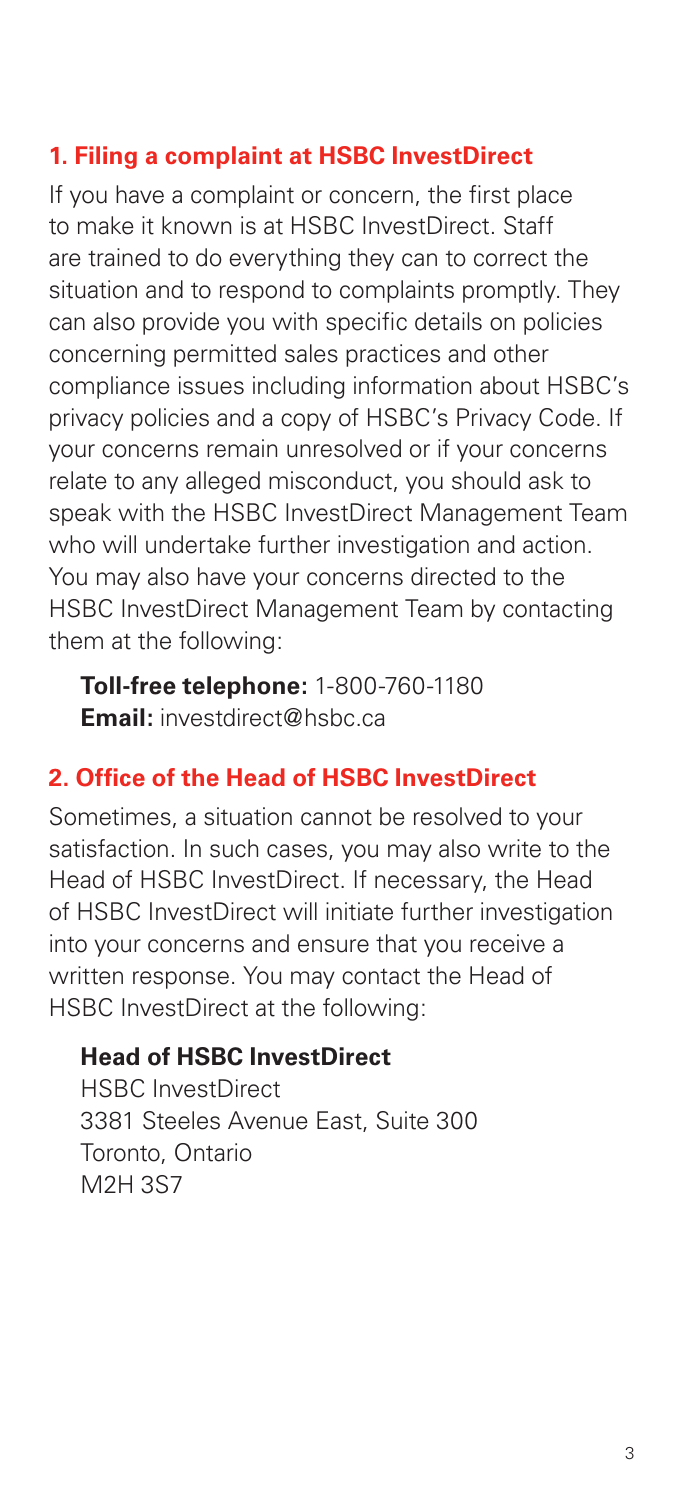## 1. Filing a complaint at HSBC InvestDirect

If you have a complaint or concern, the first place to make it known is at HSBC InvestDirect. Staff are trained to do everything they can to correct the situation and to respond to complaints promptly. They can also provide you with specific details on policies concerning permitted sales practices and other compliance issues including information about HSBC's privacy policies and a copy of HSBC's Privacy Code. If your concerns remain unresolved or if your concerns relate to any alleged misconduct, you should ask to speak with the HSBC InvestDirect Management Team who will undertake further investigation and action. You may also have your concerns directed to the HSBC InvestDirect Management Team by contacting them at the following:

**Toll-free telephone:** 1-800-760-1180
**Email:** investdirect@hsbc.ca

## 2. Office of the Head of HSBC InvestDirect

Sometimes, a situation cannot be resolved to your satisfaction. In such cases, you may also write to the Head of HSBC InvestDirect. If necessary, the Head of HSBC InvestDirect will initiate further investigation into your concerns and ensure that you receive a written response. You may contact the Head of HSBC InvestDirect at the following:

**Head of HSBC InvestDirect**
HSBC InvestDirect
3381 Steeles Avenue East, Suite 300
Toronto, Ontario
M2H 3S7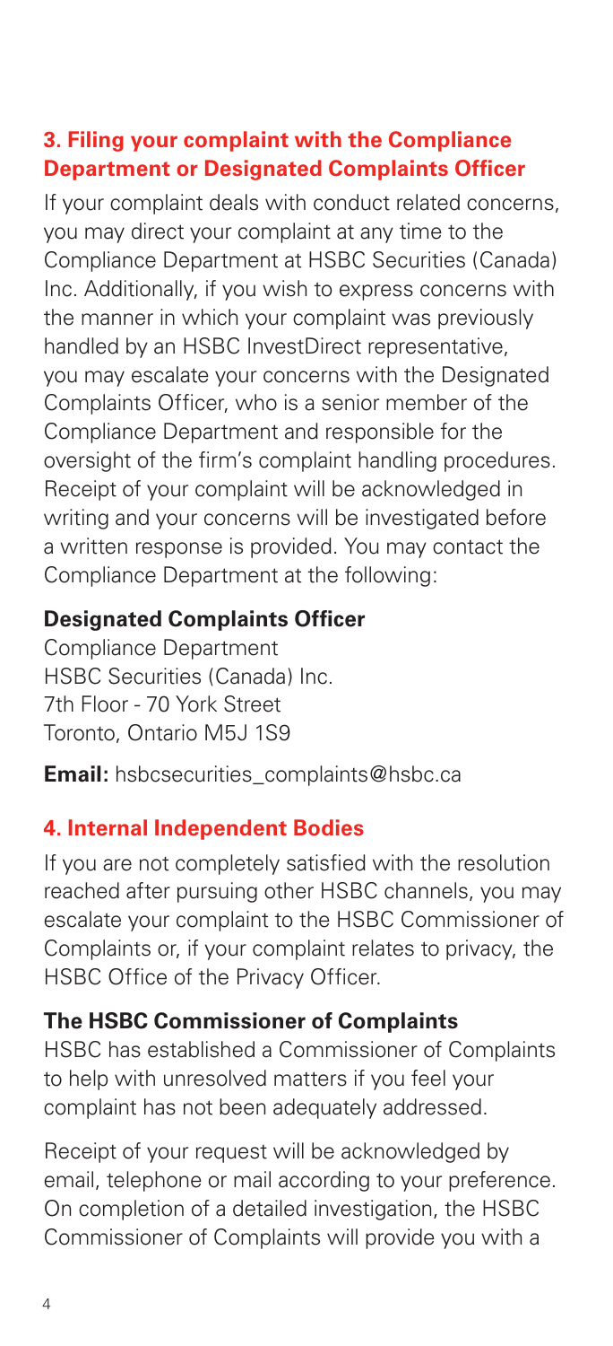## 3. Filing your complaint with the Compliance Department or Designated Complaints Officer

If your complaint deals with conduct related concerns, you may direct your complaint at any time to the Compliance Department at HSBC Securities (Canada) Inc. Additionally, if you wish to express concerns with the manner in which your complaint was previously handled by an HSBC InvestDirect representative, you may escalate your concerns with the Designated Complaints Officer, who is a senior member of the Compliance Department and responsible for the oversight of the firm's complaint handling procedures. Receipt of your complaint will be acknowledged in writing and your concerns will be investigated before a written response is provided. You may contact the Compliance Department at the following:

### Designated Complaints Officer

Compliance Department
HSBC Securities (Canada) Inc.
7th Floor - 70 York Street
Toronto, Ontario M5J 1S9

**Email:** hsbcsecurities_complaints@hsbc.ca

## 4. Internal Independent Bodies

If you are not completely satisfied with the resolution reached after pursuing other HSBC channels, you may escalate your complaint to the HSBC Commissioner of Complaints or, if your complaint relates to privacy, the HSBC Office of the Privacy Officer.

### The HSBC Commissioner of Complaints

HSBC has established a Commissioner of Complaints to help with unresolved matters if you feel your complaint has not been adequately addressed.

Receipt of your request will be acknowledged by email, telephone or mail according to your preference. On completion of a detailed investigation, the HSBC Commissioner of Complaints will provide you with a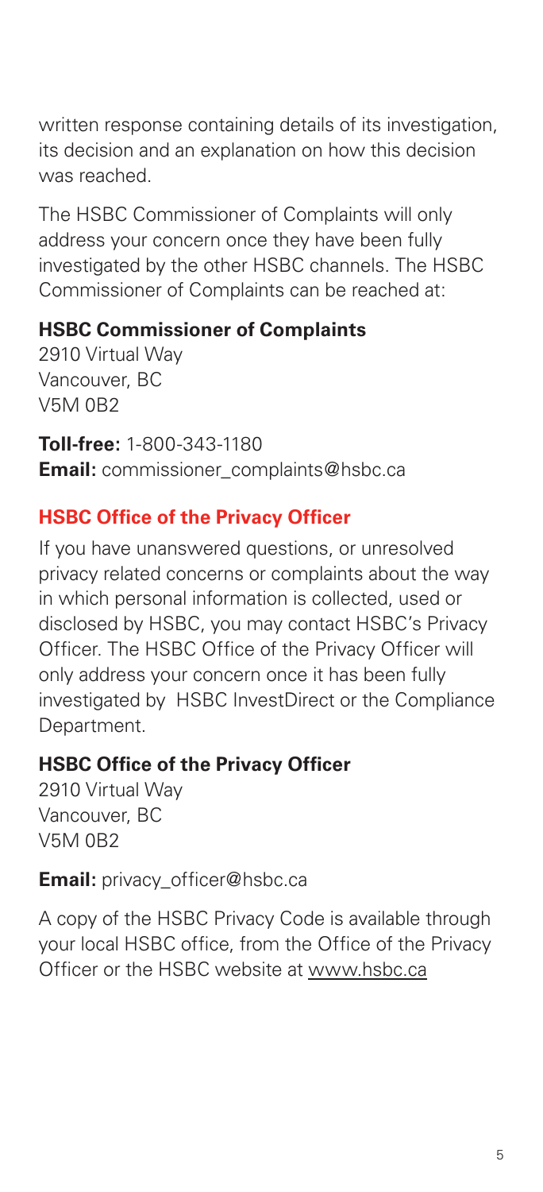written response containing details of its investigation, its decision and an explanation on how this decision was reached.

The HSBC Commissioner of Complaints will only address your concern once they have been fully investigated by the other HSBC channels. The HSBC Commissioner of Complaints can be reached at:

**HSBC Commissioner of Complaints**
2910 Virtual Way
Vancouver, BC
V5M 0B2

**Toll-free:** 1-800-343-1180
**Email:** commissioner_complaints@hsbc.ca

## HSBC Office of the Privacy Officer

If you have unanswered questions, or unresolved privacy related concerns or complaints about the way in which personal information is collected, used or disclosed by HSBC, you may contact HSBC's Privacy Officer. The HSBC Office of the Privacy Officer will only address your concern once it has been fully investigated by HSBC InvestDirect or the Compliance Department.

**HSBC Office of the Privacy Officer**
2910 Virtual Way
Vancouver, BC
V5M 0B2

**Email:** privacy_officer@hsbc.ca

A copy of the HSBC Privacy Code is available through your local HSBC office, from the Office of the Privacy Officer or the HSBC website at www.hsbc.ca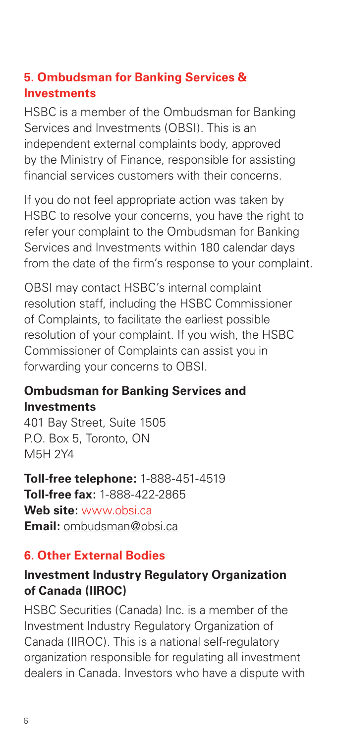## 5. Ombudsman for Banking Services & Investments

HSBC is a member of the Ombudsman for Banking Services and Investments (OBSI). This is an independent external complaints body, approved by the Ministry of Finance, responsible for assisting financial services customers with their concerns.

If you do not feel appropriate action was taken by HSBC to resolve your concerns, you have the right to refer your complaint to the Ombudsman for Banking Services and Investments within 180 calendar days from the date of the firm's response to your complaint.

OBSI may contact HSBC's internal complaint resolution staff, including the HSBC Commissioner of Complaints, to facilitate the earliest possible resolution of your complaint. If you wish, the HSBC Commissioner of Complaints can assist you in forwarding your concerns to OBSI.

### Ombudsman for Banking Services and Investments

401 Bay Street, Suite 1505
P.O. Box 5, Toronto, ON
M5H 2Y4

**Toll-free telephone:** 1-888-451-4519
**Toll-free fax:** 1-888-422-2865
**Web site:** www.obsi.ca
**Email:** ombudsman@obsi.ca

## 6. Other External Bodies

### Investment Industry Regulatory Organization of Canada (IIROC)

HSBC Securities (Canada) Inc. is a member of the Investment Industry Regulatory Organization of Canada (IIROC). This is a national self-regulatory organization responsible for regulating all investment dealers in Canada. Investors who have a dispute with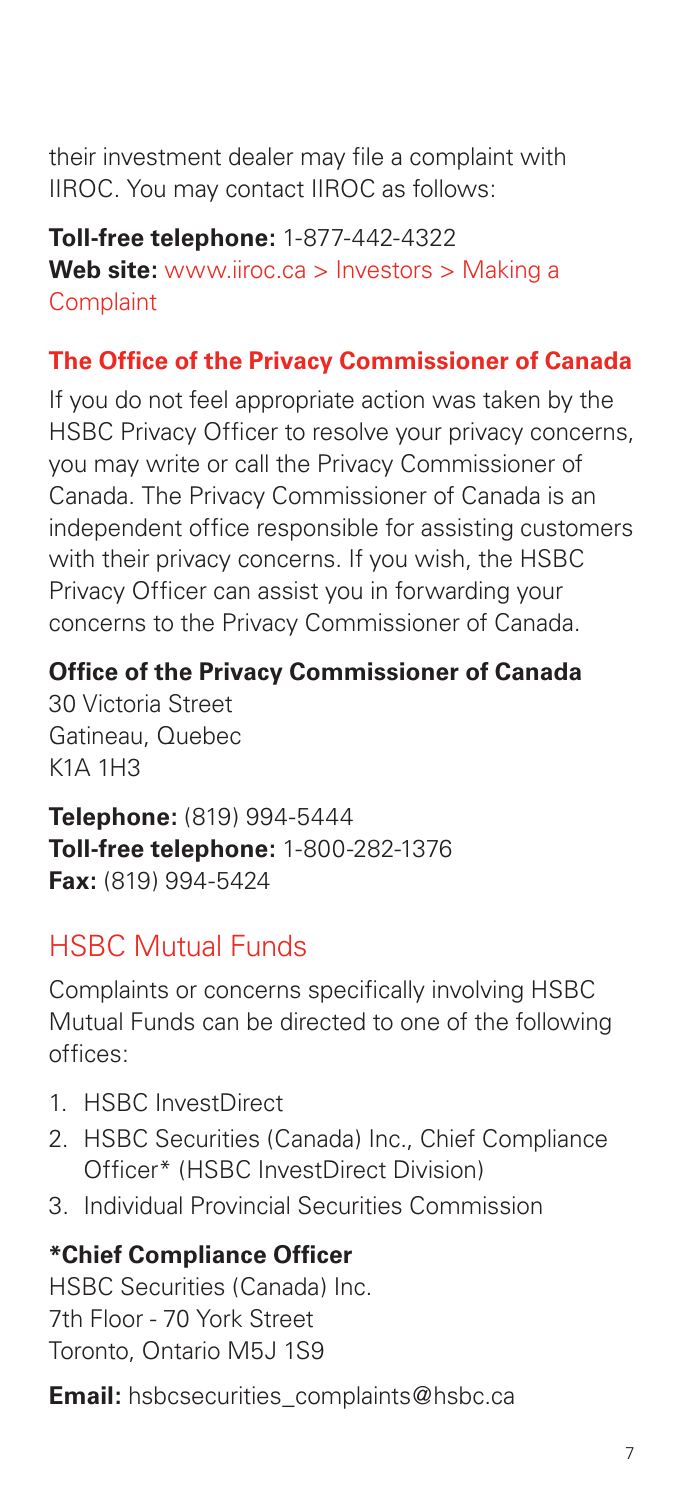their investment dealer may file a complaint with IIROC. You may contact IIROC as follows:

**Toll-free telephone:** 1-877-442-4322
**Web site:** www.iiroc.ca > Investors > Making a Complaint

### The Office of the Privacy Commissioner of Canada

If you do not feel appropriate action was taken by the HSBC Privacy Officer to resolve your privacy concerns, you may write or call the Privacy Commissioner of Canada. The Privacy Commissioner of Canada is an independent office responsible for assisting customers with their privacy concerns. If you wish, the HSBC Privacy Officer can assist you in forwarding your concerns to the Privacy Commissioner of Canada.

**Office of the Privacy Commissioner of Canada**
30 Victoria Street
Gatineau, Quebec
K1A 1H3

**Telephone:** (819) 994-5444
**Toll-free telephone:** 1-800-282-1376
**Fax:** (819) 994-5424

## HSBC Mutual Funds

Complaints or concerns specifically involving HSBC Mutual Funds can be directed to one of the following offices:

1. HSBC InvestDirect
2. HSBC Securities (Canada) Inc., Chief Compliance Officer* (HSBC InvestDirect Division)
3. Individual Provincial Securities Commission

**\*Chief Compliance Officer**
HSBC Securities (Canada) Inc.
7th Floor - 70 York Street
Toronto, Ontario M5J 1S9

**Email:** hsbcsecurities_complaints@hsbc.ca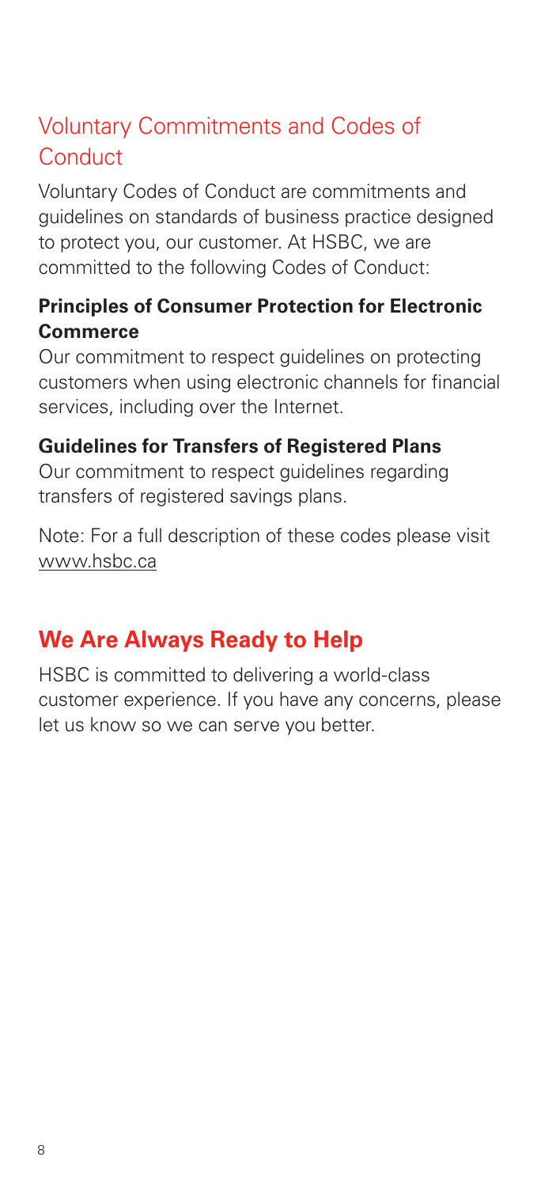## Voluntary Commitments and Codes of Conduct

Voluntary Codes of Conduct are commitments and guidelines on standards of business practice designed to protect you, our customer. At HSBC, we are committed to the following Codes of Conduct:

**Principles of Consumer Protection for Electronic Commerce**
Our commitment to respect guidelines on protecting customers when using electronic channels for financial services, including over the Internet.

**Guidelines for Transfers of Registered Plans**
Our commitment to respect guidelines regarding transfers of registered savings plans.

Note: For a full description of these codes please visit www.hsbc.ca

## We Are Always Ready to Help

HSBC is committed to delivering a world-class customer experience. If you have any concerns, please let us know so we can serve you better.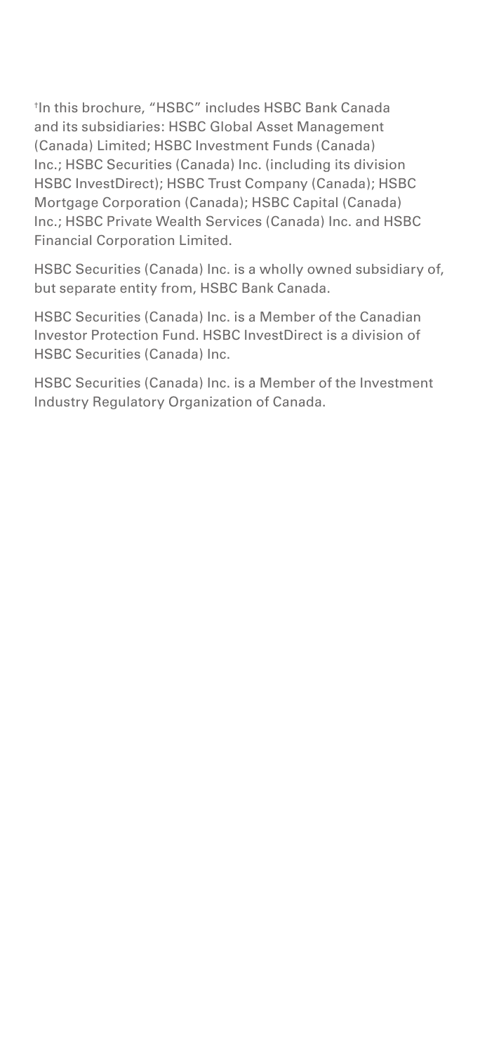†In this brochure, "HSBC" includes HSBC Bank Canada and its subsidiaries: HSBC Global Asset Management (Canada) Limited; HSBC Investment Funds (Canada) Inc.; HSBC Securities (Canada) Inc. (including its division HSBC InvestDirect); HSBC Trust Company (Canada); HSBC Mortgage Corporation (Canada); HSBC Capital (Canada) Inc.; HSBC Private Wealth Services (Canada) Inc. and HSBC Financial Corporation Limited.

HSBC Securities (Canada) Inc. is a wholly owned subsidiary of, but separate entity from, HSBC Bank Canada.

HSBC Securities (Canada) Inc. is a Member of the Canadian Investor Protection Fund. HSBC InvestDirect is a division of HSBC Securities (Canada) Inc.

HSBC Securities (Canada) Inc. is a Member of the Investment Industry Regulatory Organization of Canada.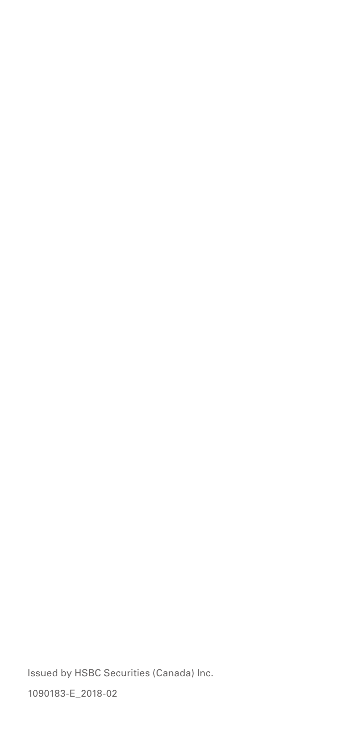Issued by HSBC Securities (Canada) Inc.

1090183-E_2018-02